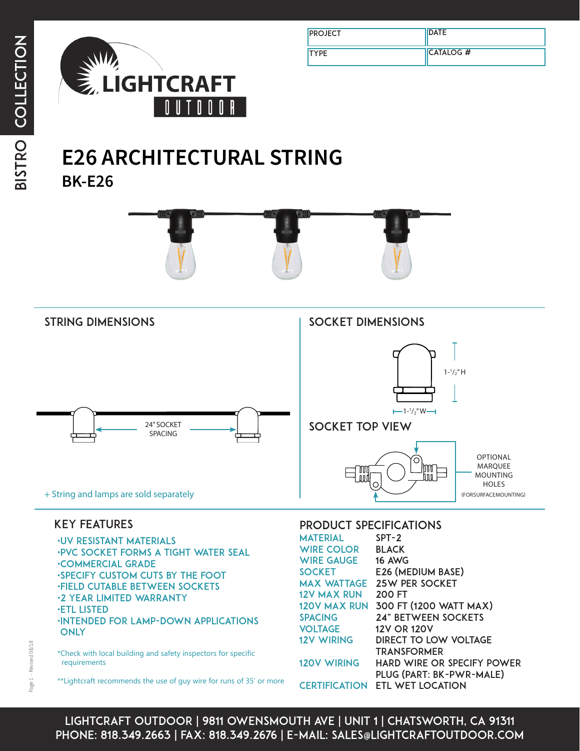BISTRO COLLECTION

LIGHTCRAFT OUTDOOR

| PROJECT | DATE |
| --- | --- |
| TYPE | CATALOG # |

# E26 ARCHITECTURAL STRING

## BK-E26

### STRING DIMENSIONS

24" SOCKET SPACING

+ String and lamps are sold separately

### SOCKET DIMENSIONS

1-1/2" H

1-1/2" W

### SOCKET TOP VIEW

OPTIONAL MARQUEE MOUNTING HOLES (FOR SURFACE MOUNTING)

### KEY FEATURES

- UV RESISTANT MATERIALS
- PVC SOCKET FORMS A TIGHT WATER SEAL
- COMMERCIAL GRADE
- SPECIFY CUSTOM CUTS BY THE FOOT
- FIELD CUTABLE BETWEEN SOCKETS
- 2 YEAR LIMITED WARRANTY
- ETL LISTED
- INTENDED FOR LAMP-DOWN APPLICATIONS ONLY

*Check with local building and safety inspectors for specific requirements

**Lightcraft recommends the use of guy wire for runs of 35' or more

### PRODUCT SPECIFICATIONS

| | |
| --- | --- |
| MATERIAL | SPT-2 |
| WIRE COLOR | BLACK |
| WIRE GAUGE | 16 AWG |
| SOCKET | E26 (MEDIUM BASE) |
| MAX WATTAGE | 25W PER SOCKET |
| 12V MAX RUN | 200 FT |
| 120V MAX RUN | 300 FT (1200 WATT MAX) |
| SPACING | 24" BETWEEN SOCKETS |
| VOLTAGE | 12V OR 120V |
| 12V WIRING | DIRECT TO LOW VOLTAGE TRANSFORMER |
| 120V WIRING | HARD WIRE OR SPECIFY POWER PLUG (PART: BK-PWR-MALE) |
| CERTIFICATION | ETL WET LOCATION |

LIGHTCRAFT OUTDOOR | 9811 OWENSMOUTH AVE | UNIT 1 | CHATSWORTH, CA 91311
PHONE: 818.349.2663 | FAX: 818.349.2676 | E-MAIL: SALES@LIGHTCRAFTOUTDOOR.COM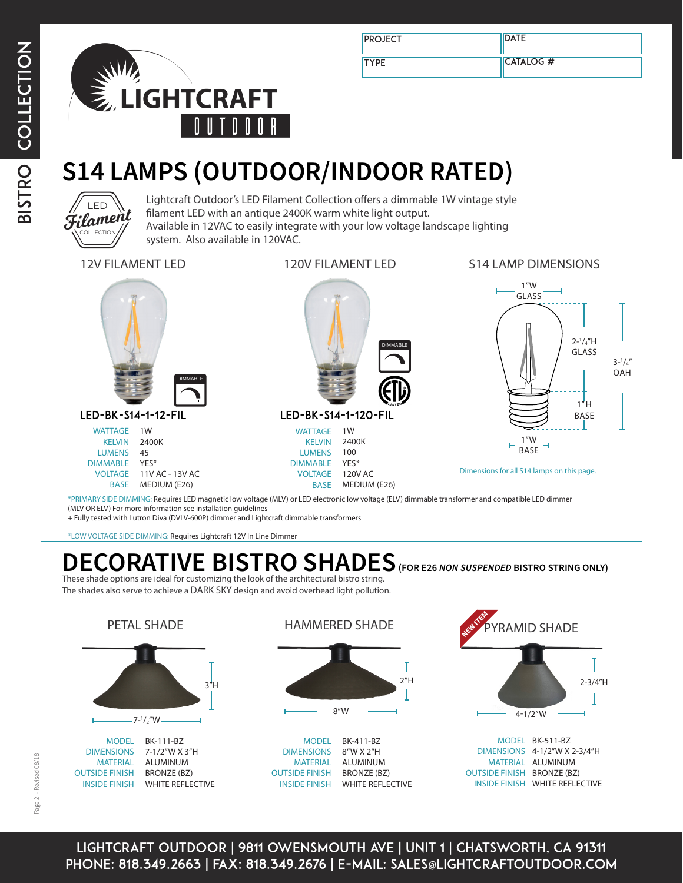| PROJECT | DATE |
| --- | --- |
| TYPE | CATALOG # |

# S14 LAMPS (OUTDOOR/INDOOR RATED)

LED Filament COLLECTION

Lightcraft Outdoor's LED Filament Collection offers a dimmable 1W vintage style filament LED with an antique 2400K warm white light output.
Available in 12VAC to easily integrate with your low voltage landscape lighting system. Also available in 120VAC.

## 12V FILAMENT LED

DIMMABLE

### LED-BK-S14-1-12-FIL

| | |
| --- | --- |
| WATTAGE | 1W |
| KELVIN | 2400K |
| LUMENS | 45 |
| DIMMABLE | YES* |
| VOLTAGE | 11V AC - 13V AC |
| BASE | MEDIUM (E26) |

## 120V FILAMENT LED

DIMMABLE

### LED-BK-S14-1-120-FIL

| | |
| --- | --- |
| WATTAGE | 1W |
| KELVIN | 2400K |
| LUMENS | 100 |
| DIMMABLE | YES* |
| VOLTAGE | 120V AC |
| BASE | MEDIUM (E26) |

## S14 LAMP DIMENSIONS

1"W GLASS
2-1/4"H GLASS
3-1/4" OAH
1"H BASE
1"W BASE

Dimensions for all S14 lamps on this page.

*PRIMARY SIDE DIMMING: Requires LED magnetic low voltage (MLV) or LED electronic low voltage (ELV) dimmable transformer and compatible LED dimmer (MLV OR ELV) For more information see installation guidelines
+ Fully tested with Lutron Diva (DVLV-600P) dimmer and Lightcraft dimmable transformers

*LOW VOLTAGE SIDE DIMMING: Requires Lightcraft 12V In Line Dimmer

# DECORATIVE BISTRO SHADES (FOR E26 *NON SUSPENDED* BISTRO STRING ONLY)

These shade options are ideal for customizing the look of the architectural bistro string.
The shades also serve to achieve a DARK SKY design and avoid overhead light pollution.

## PETAL SHADE

3"H
7-1/2"W

| | |
| --- | --- |
| MODEL | BK-111-BZ |
| DIMENSIONS | 7-1/2"W X 3"H |
| MATERIAL | ALUMINUM |
| OUTSIDE FINISH | BRONZE (BZ) |
| INSIDE FINISH | WHITE REFLECTIVE |

## HAMMERED SHADE

2"H
8"W

| | |
| --- | --- |
| MODEL | BK-411-BZ |
| DIMENSIONS | 8"W X 2"H |
| MATERIAL | ALUMINUM |
| OUTSIDE FINISH | BRONZE (BZ) |
| INSIDE FINISH | WHITE REFLECTIVE |

## PYRAMID SHADE

NEW ITEM

2-3/4"H
4-1/2"W

| | |
| --- | --- |
| MODEL | BK-511-BZ |
| DIMENSIONS | 4-1/2"W X 2-3/4"H |
| MATERIAL | ALUMINUM |
| OUTSIDE FINISH | BRONZE (BZ) |
| INSIDE FINISH | WHITE REFLECTIVE |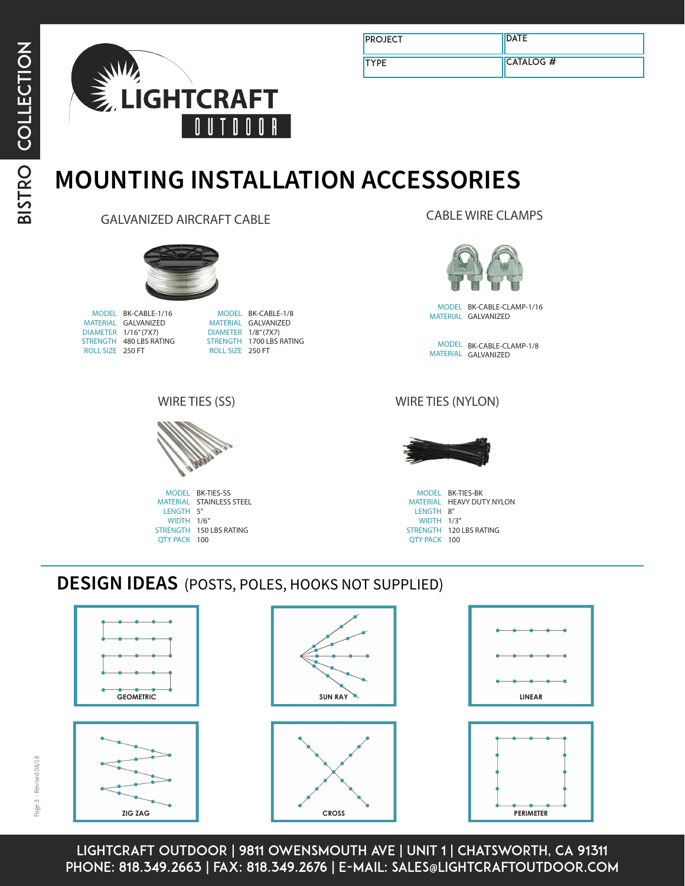| PROJECT | DATE |
|---|---|
| TYPE | CATALOG # |

# MOUNTING INSTALLATION ACCESSORIES

## GALVANIZED AIRCRAFT CABLE

| | |
|---|---|
| MODEL | BK-CABLE-1/16 |
| MATERIAL | GALVANIZED |
| DIAMETER | 1/16" (7X7) |
| STRENGTH | 480 LBS RATING |
| ROLL SIZE | 250 FT |

| | |
|---|---|
| MODEL | BK-CABLE-1/8 |
| MATERIAL | GALVANIZED |
| DIAMETER | 1/8" (7X7) |
| STRENGTH | 1700 LBS RATING |
| ROLL SIZE | 250 FT |

## CABLE WIRE CLAMPS

| | |
|---|---|
| MODEL | BK-CABLE-CLAMP-1/16 |
| MATERIAL | GALVANIZED |

| | |
|---|---|
| MODEL | BK-CABLE-CLAMP-1/8 |
| MATERIAL | GALVANIZED |

## WIRE TIES (SS)

| | |
|---|---|
| MODEL | BK-TIES-SS |
| MATERIAL | STAINLESS STEEL |
| LENGTH | 5" |
| WIDTH | 1/6" |
| STRENGTH | 150 LBS RATING |
| QTY PACK | 100 |

## WIRE TIES (NYLON)

| | |
|---|---|
| MODEL | BK-TIES-BK |
| MATERIAL | HEAVY DUTY NYLON |
| LENGTH | 8" |
| WIDTH | 1/3" |
| STRENGTH | 120 LBS RATING |
| QTY PACK | 100 |

## DESIGN IDEAS (POSTS, POLES, HOOKS NOT SUPPLIED)

GEOMETRIC

SUN RAY

LINEAR

ZIG ZAG

CROSS

PERIMETER

**LIGHTCRAFT OUTDOOR | 9811 OWENSMOUTH AVE | UNIT 1 | CHATSWORTH, CA 91311**
**PHONE: 818.349.2663 | FAX: 818.349.2676 | E-MAIL: SALES@LIGHTCRAFTOUTDOOR.COM**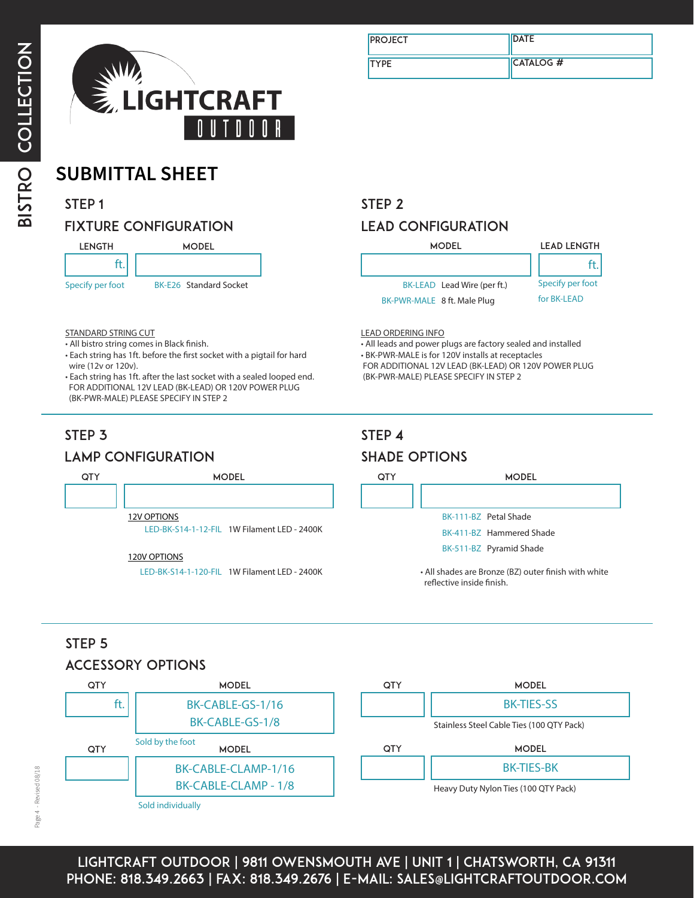LIGHTCRAFT OUTDOOR

BISTRO COLLECTION

| PROJECT | DATE |
|---|---|
| TYPE | CATALOG # |

# SUBMITTAL SHEET

## STEP 1
## FIXTURE CONFIGURATION

| LENGTH | MODEL |
|---|---|
| ft. | |
| Specify per foot | BK-E26 Standard Socket |

STANDARD STRING CUT

- All bistro string comes in Black finish.
- Each string has 1ft. before the first socket with a pigtail for hard wire (12v or 120v).
- Each string has 1ft. after the last socket with a sealed looped end. FOR ADDITIONAL 12V LEAD (BK-LEAD) OR 120V POWER PLUG (BK-PWR-MALE) PLEASE SPECIFY IN STEP 2

## STEP 2
## LEAD CONFIGURATION

| MODEL | LEAD LENGTH |
|---|---|
| | ft. |
| BK-LEAD Lead Wire (per ft.) | Specify per foot for BK-LEAD |
| BK-PWR-MALE 8 ft. Male Plug | |

LEAD ORDERING INFO

- All leads and power plugs are factory sealed and installed
- BK-PWR-MALE is for 120V installs at receptacles
  FOR ADDITIONAL 12V LEAD (BK-LEAD) OR 120V POWER PLUG (BK-PWR-MALE) PLEASE SPECIFY IN STEP 2

## STEP 3
## LAMP CONFIGURATION

| QTY | MODEL |
|---|---|
| | |

12V OPTIONS

LED-BK-S14-1-12-FIL 1W Filament LED - 2400K

120V OPTIONS

LED-BK-S14-1-120-FIL 1W Filament LED - 2400K

## STEP 4
## SHADE OPTIONS

| QTY | MODEL |
|---|---|
| | |

BK-111-BZ Petal Shade

BK-411-BZ Hammered Shade

BK-511-BZ Pyramid Shade

- All shades are Bronze (BZ) outer finish with white reflective inside finish.

## STEP 5
## ACCESSORY OPTIONS

| QTY | MODEL |
|---|---|
| ft. | BK-CABLE-GS-1/16<br>BK-CABLE-GS-1/8 |
| | Sold by the foot |

| QTY | MODEL |
|---|---|
| | BK-CABLE-CLAMP-1/16<br>BK-CABLE-CLAMP - 1/8 |
| | Sold individually |

| QTY | MODEL |
|---|---|
| | BK-TIES-SS |
| | Stainless Steel Cable Ties (100 QTY Pack) |

| QTY | MODEL |
|---|---|
| | BK-TIES-BK |
| | Heavy Duty Nylon Ties (100 QTY Pack) |

Revised 08/18

LIGHTCRAFT OUTDOOR | 9811 OWENSMOUTH AVE | UNIT 1 | CHATSWORTH, CA 91311
PHONE: 818.349.2663 | FAX: 818.349.2676 | E-MAIL: SALES@LIGHTCRAFTOUTDOOR.COM